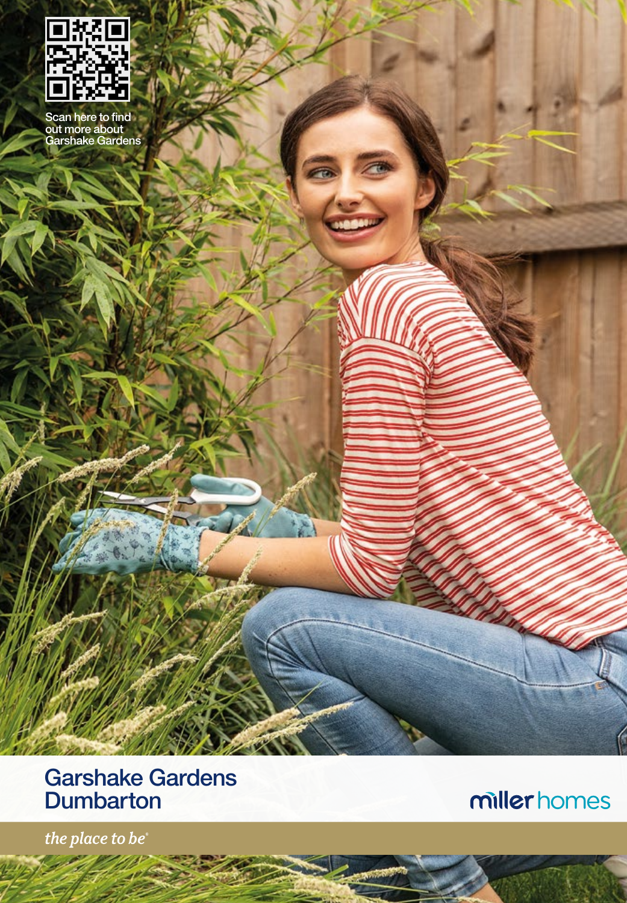Scan here to find out more about Garshake Gardens

# Garshake Gardens Dumbarton

miller homes

*the place to be®*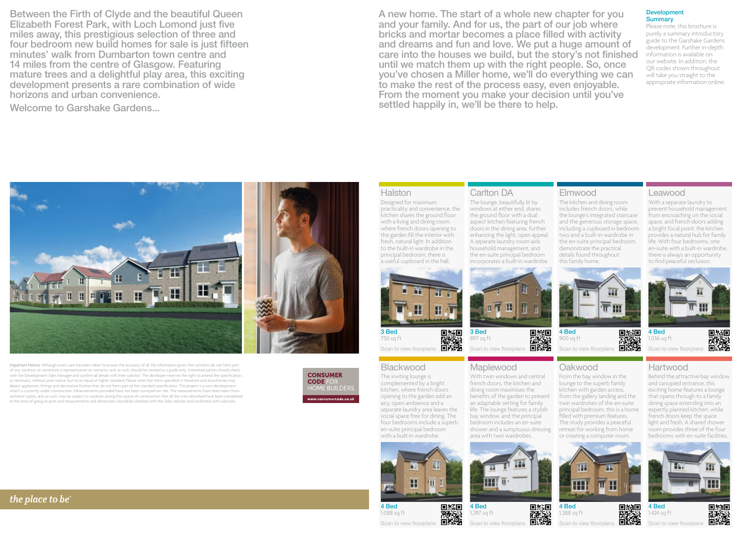Between the Firth of Clyde and the beautiful Queen Elizabeth Forest Park, with Loch Lomond just five miles away, this prestigious selection of three and four bedroom new build homes for sale is just fifteen minutes' walk from Dumbarton town centre and 14 miles from the centre of Glasgow. Featuring mature trees and a delightful play area, this exciting development presents a rare combination of wide horizons and urban convenience.

Welcome to Garshake Gardens...

A new home. The start of a whole new chapter for you and your family. And for us, the part of our job where bricks and mortar becomes a place filled with activity and dreams and fun and love. We put a huge amount of care into the houses we build, but the story's not finished until we match them up with the right people. So, once you've chosen a Miller home, we'll do everything we can to make the rest of the process easy, even enjoyable. From the moment you make your decision until you've settled happily in, we'll be there to help.

## Development Summary

Please note, this brochure is purely a summary introductory guide to the Garshake Gardens development. Further in-depth information is available on our website. In addition, the QR codes shown throughout will take you straight to the appropriate information online.

### Halston

Designed for maximum practicality and convenience, the kitchen shares the ground floor with a living and dining room where french doors opening to the garden fill the interior with fresh, natural light. In addition to the built-in wardrobe in the principal bedroom, there is a useful cupboard in the hall.

3 Bed
750 sq ft
Scan to view floorplans

### Carlton DA

The lounge, beautifully lit by windows at either end, shares the ground floor with a dual aspect kitchen featuring french doors in the dining area, further enhancing the light, open appeal. A separate laundry room aids household management, and the en-suite principal bedroom incorporates a built-in wardrobe.

3 Bed
897 sq ft
Scan to view floorplans

### Elmwood

The kitchen and dining room includes french doors, while the lounge's integrated staircase and the generous storage space, including a cupboard in bedroom two and a built-in wardrobe in the en-suite principal bedroom, demonstrate the practical details found throughout this family home.

4 Bed
900 sq ft
Scan to view floorplans

### Leawood

With a separate laundry to prevent household management from encroaching on the social space, and french doors adding a bright focal point, the kitchen provides a natural hub for family life. With four bedrooms, one en-suite with a built-in wardrobe, there is always an opportunity to find peaceful seclusion.

4 Bed
1,036 sq ft
Scan to view floorplans

### Blackwood

The inviting lounge is complemented by a bright kitchen, where french doors opening to the garden add an airy, open ambience and a separate laundry area leaves the social space free for dining. The four bedrooms include a superb en-suite principal bedroom with a built-in wardrobe.

4 Bed
1,088 sq ft
Scan to view floorplans

### Maplewood

With twin windows and central french doors, the kitchen and dining room maximises the benefits of the garden to present an adaptable setting for family life. The lounge features a stylish bay window, and the principal bedroom includes an en-suite shower and a sumptuous dressing area with twin wardrobes.

4 Bed
1,297 sq ft
Scan to view floorplans

### Oakwood

From the bay window in the lounge to the superb family kitchen with garden access, from the gallery landing and the twin wardrobes of the en-suite principal bedroom, this is a home filled with premium features. The study provides a peaceful retreat for working from home or creating a computer room.

4 Bed
1,388 sq ft
Scan to view floorplans

### Hartwood

Behind the attractive bay window and canopied entrance, this exciting home features a lounge that opens through to a family dining space extending into an expertly planned kitchen, while french doors keep the space light and fresh. A shared shower room provides three of the four bedrooms with en-suite facilities.

4 Bed
1,424 sq ft
Scan to view floorplans

**Important Notice:** Although every care has been taken to ensure the accuracy of all the information given, the contents do not form part of any contract, or constitute a representation or warranty, and, as such, should be treated as a guide only. Interested parties should check with the Development Sales Manager and confirm all details with their solicitor. The developer reserves the right to amend the specification, as necessary, without prior notice, but to an equal or higher standard. Please note that items specified in literature and showhomes may depict appliances, fittings and decorative finishes that do not form part of the standard specification. The project is a new development which is currently under construction. Measurements provided have not been surveyed on-site. The measurements have been taken from architect's plans, and, as such, may be subject to variation during the course of construction. Not all the units described have been completed at the time of going to print and measurements and dimensions should be checked with the Sales Adviser and confirmed with solicitors.

CONSUMER CODE FOR HOME BUILDERS
www.consumercode.co.uk

*the place to be*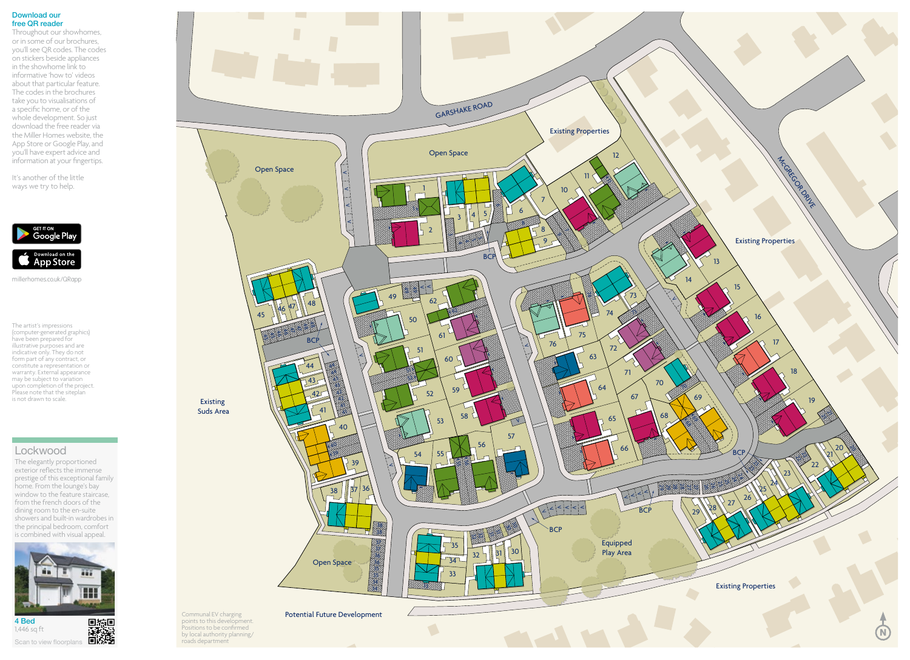## Download our free QR reader

Throughout our showhomes, or in some of our brochures, you'll see QR codes. The codes on stickers beside appliances in the showhome link to informative 'how to' videos about that particular feature. The codes in the brochures take you to visualisations of a specific home, or of the whole development. So just download the free reader via the Miller Homes website, the App Store or Google Play, and you'll have expert advice and information at your fingertips.

It's another of the little ways we try to help.

GET IT ON Google Play

Download on the App Store

millerhomes.co.uk/QRapp

The artist's impressions (computer-generated graphics) have been prepared for illustrative purposes and are indicative only. They do not form part of any contract, or constitute a representation or warranty. External appearance may be subject to variation upon completion of the project. Please note that the siteplan is not drawn to scale.

## Lockwood

The elegantly proportioned exterior reflects the immense prestige of this exceptional family home. From the lounge's bay window to the feature staircase, from the french doors of the dining room to the en-suite showers and built-in wardrobes in the principal bedroom, comfort is combined with visual appeal.

**4 Bed**
1,446 sq ft

Scan to view floorplans

GARSHAKE ROAD

MCGREGOR DRIVE

Open Space

Existing Properties

Existing Suds Area

Equipped Play Area

BCP

Potential Future Development

Communal EV charging points to this development. Positions to be confirmed by local authority planning/roads department

N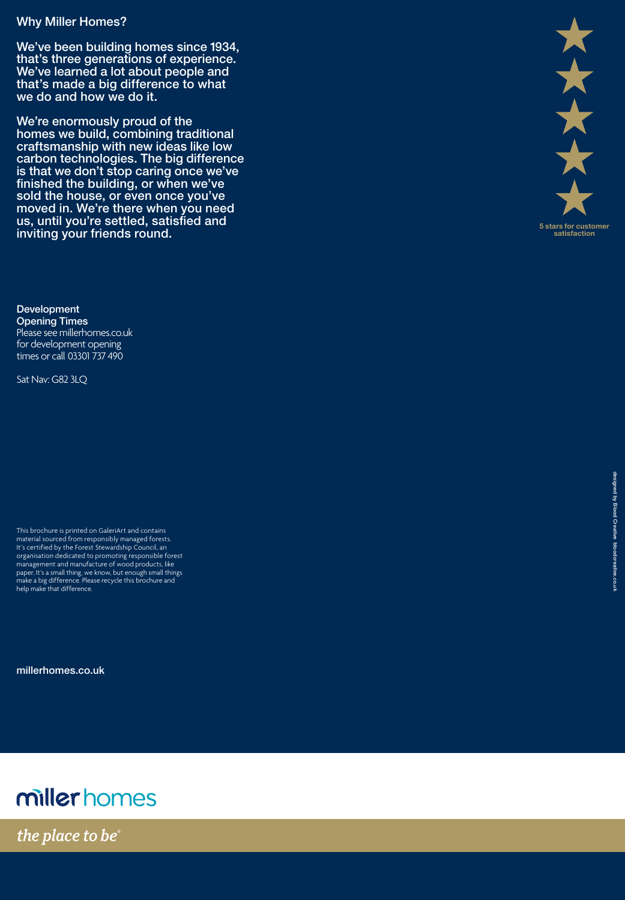## Why Miller Homes?

We've been building homes since 1934, that's three generations of experience. We've learned a lot about people and that's made a big difference to what we do and how we do it.

We're enormously proud of the homes we build, combining traditional craftsmanship with new ideas like low carbon technologies. The big difference is that we don't stop caring once we've finished the building, or when we've sold the house, or even once you've moved in. We're there when you need us, until you're settled, satisfied and inviting your friends round.

5 stars for customer satisfaction

**Development Opening Times**
Please see millerhomes.co.uk for development opening times or call 03301 737 490

Sat Nav: G82 3LQ

This brochure is printed on GaleriArt and contains material sourced from responsibly managed forests. It's certified by the Forest Stewardship Council, an organisation dedicated to promoting responsible forest management and manufacture of wood products, like paper. It's a small thing, we know, but enough small things make a big difference. Please recycle this brochure and help make that difference.

designed by Blood Creative bloodcreative.co.uk

**millerhomes.co.uk**

miller homes

*the place to be®*